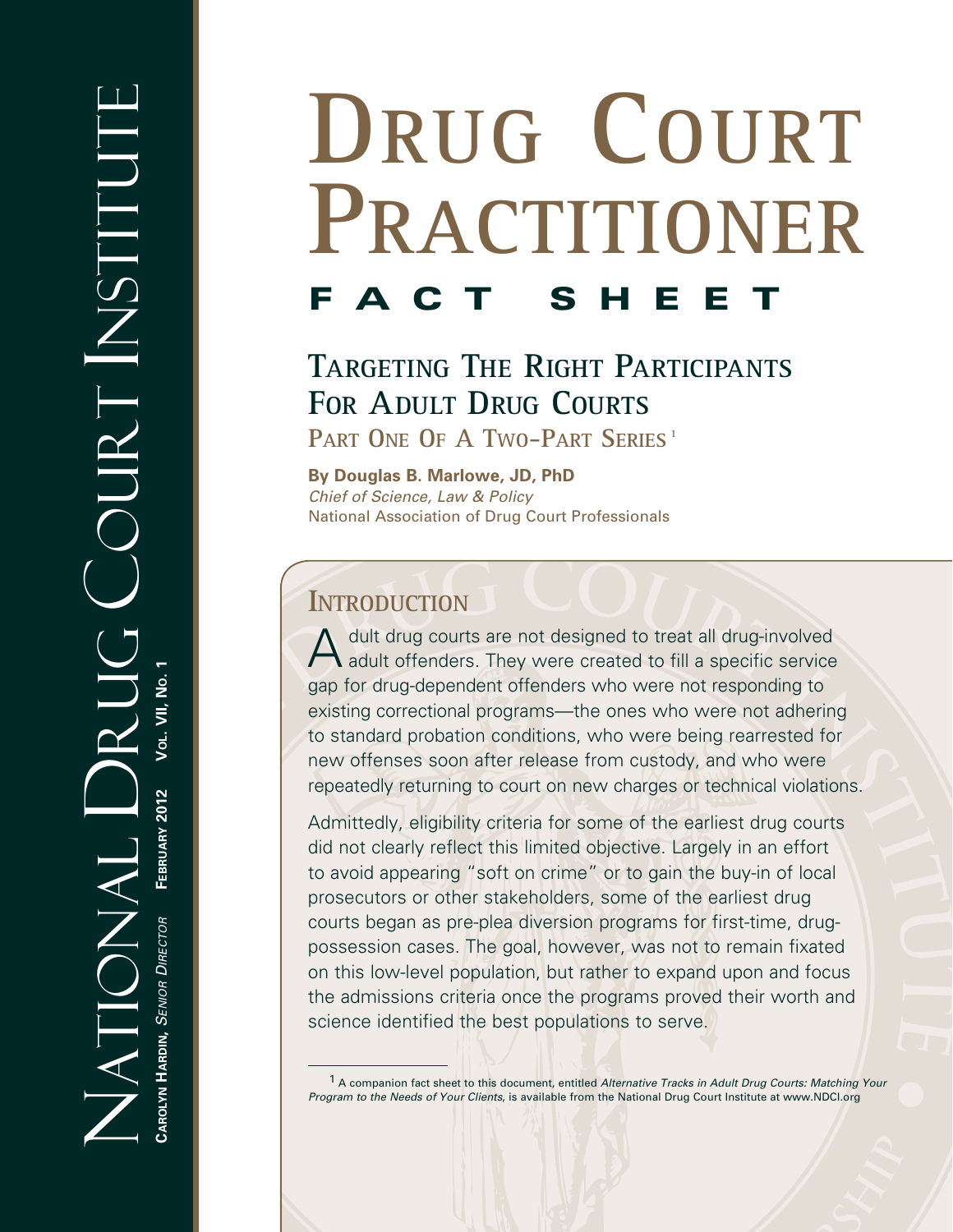# Drug Court Practitioner

## FACT SHEET

## Targeting The Right Participants For Adult Drug Courts

**Part One Of A Two-Part Series**[1]

**By Douglas B. Marlowe, JD, PhD**
*Chief of Science, Law & Policy*
National Association of Drug Court Professionals

National Drug Court Institute

**Carolyn Hardin,** *Senior Director* **February 2012** **Vol. VII, No. 1**

## Introduction

Adult drug courts are not designed to treat all drug-involved adult offenders. They were created to fill a specific service gap for drug-dependent offenders who were not responding to existing correctional programs—the ones who were not adhering to standard probation conditions, who were being rearrested for new offenses soon after release from custody, and who were repeatedly returning to court on new charges or technical violations.

Admittedly, eligibility criteria for some of the earliest drug courts did not clearly reflect this limited objective. Largely in an effort to avoid appearing "soft on crime" or to gain the buy-in of local prosecutors or other stakeholders, some of the earliest drug courts began as pre-plea diversion programs for first-time, drug-possession cases. The goal, however, was not to remain fixated on this low-level population, but rather to expand upon and focus the admissions criteria once the programs proved their worth and science identified the best populations to serve.

---

[1] A companion fact sheet to this document, entitled *Alternative Tracks in Adult Drug Courts: Matching Your Program to the Needs of Your Clients*, is available from the National Drug Court Institute at www.NDCI.org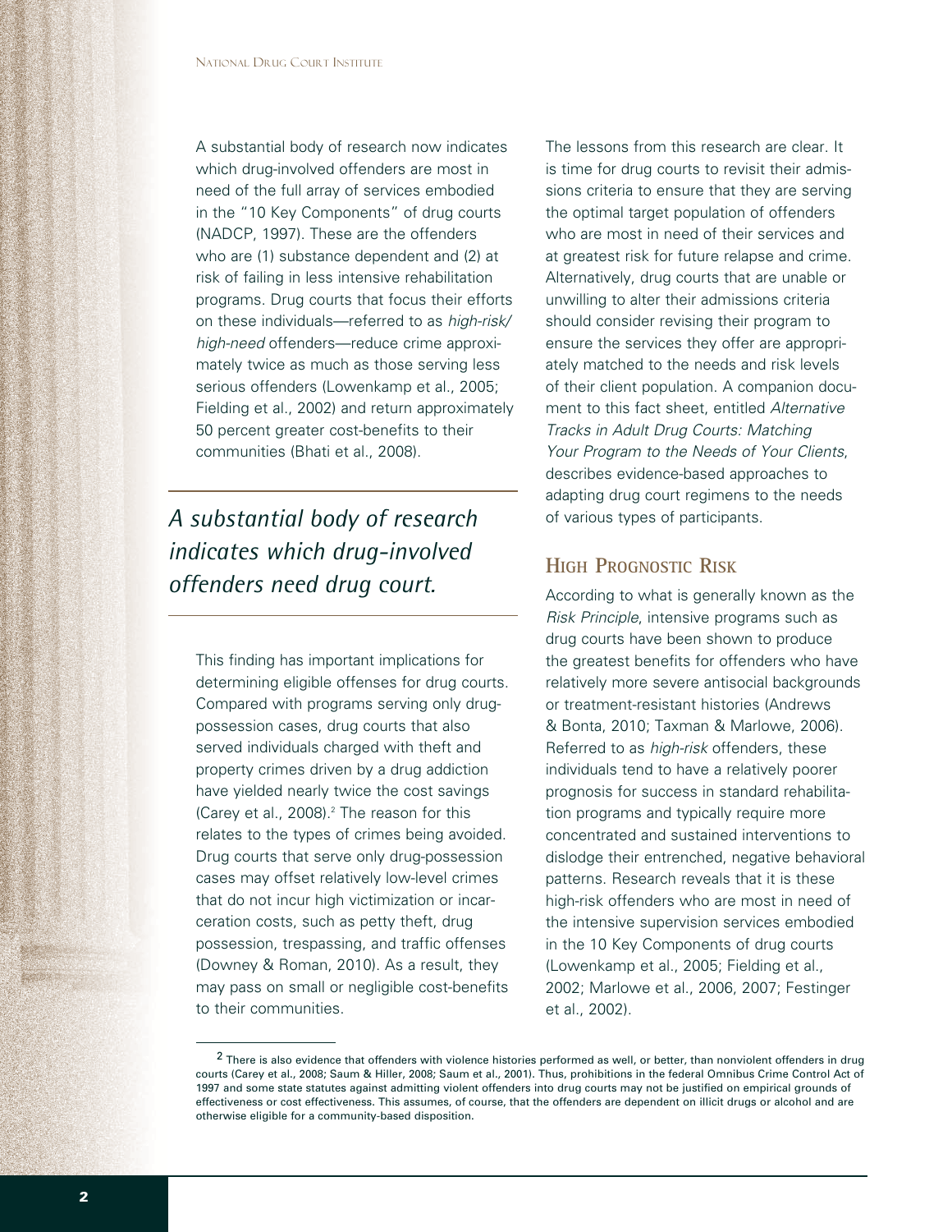A substantial body of research now indicates which drug-involved offenders are most in need of the full array of services embodied in the "10 Key Components" of drug courts (NADCP, 1997). These are the offenders who are (1) substance dependent and (2) at risk of failing in less intensive rehabilitation programs. Drug courts that focus their efforts on these individuals—referred to as *high-risk/high-need* offenders—reduce crime approximately twice as much as those serving less serious offenders (Lowenkamp et al., 2005; Fielding et al., 2002) and return approximately 50 percent greater cost-benefits to their communities (Bhati et al., 2008).

> *A substantial body of research indicates which drug-involved offenders need drug court.*

This finding has important implications for determining eligible offenses for drug courts. Compared with programs serving only drug-possession cases, drug courts that also served individuals charged with theft and property crimes driven by a drug addiction have yielded nearly twice the cost savings (Carey et al., 2008).[2] The reason for this relates to the types of crimes being avoided. Drug courts that serve only drug-possession cases may offset relatively low-level crimes that do not incur high victimization or incarceration costs, such as petty theft, drug possession, trespassing, and traffic offenses (Downey & Roman, 2010). As a result, they may pass on small or negligible cost-benefits to their communities.

The lessons from this research are clear. It is time for drug courts to revisit their admissions criteria to ensure that they are serving the optimal target population of offenders who are most in need of their services and at greatest risk for future relapse and crime. Alternatively, drug courts that are unable or unwilling to alter their admissions criteria should consider revising their program to ensure the services they offer are appropriately matched to the needs and risk levels of their client population. A companion document to this fact sheet, entitled *Alternative Tracks in Adult Drug Courts: Matching Your Program to the Needs of Your Clients*, describes evidence-based approaches to adapting drug court regimens to the needs of various types of participants.

## High Prognostic Risk

According to what is generally known as the *Risk Principle*, intensive programs such as drug courts have been shown to produce the greatest benefits for offenders who have relatively more severe antisocial backgrounds or treatment-resistant histories (Andrews & Bonta, 2010; Taxman & Marlowe, 2006). Referred to as *high-risk* offenders, these individuals tend to have a relatively poorer prognosis for success in standard rehabilitation programs and typically require more concentrated and sustained interventions to dislodge their entrenched, negative behavioral patterns. Research reveals that it is these high-risk offenders who are most in need of the intensive supervision services embodied in the 10 Key Components of drug courts (Lowenkamp et al., 2005; Fielding et al., 2002; Marlowe et al., 2006, 2007; Festinger et al., 2002).

---

[2] There is also evidence that offenders with violence histories performed as well, or better, than nonviolent offenders in drug courts (Carey et al., 2008; Saum & Hiller, 2008; Saum et al., 2001). Thus, prohibitions in the federal Omnibus Crime Control Act of 1997 and some state statutes against admitting violent offenders into drug courts may not be justified on empirical grounds of effectiveness or cost effectiveness. This assumes, of course, that the offenders are dependent on illicit drugs or alcohol and are otherwise eligible for a community-based disposition.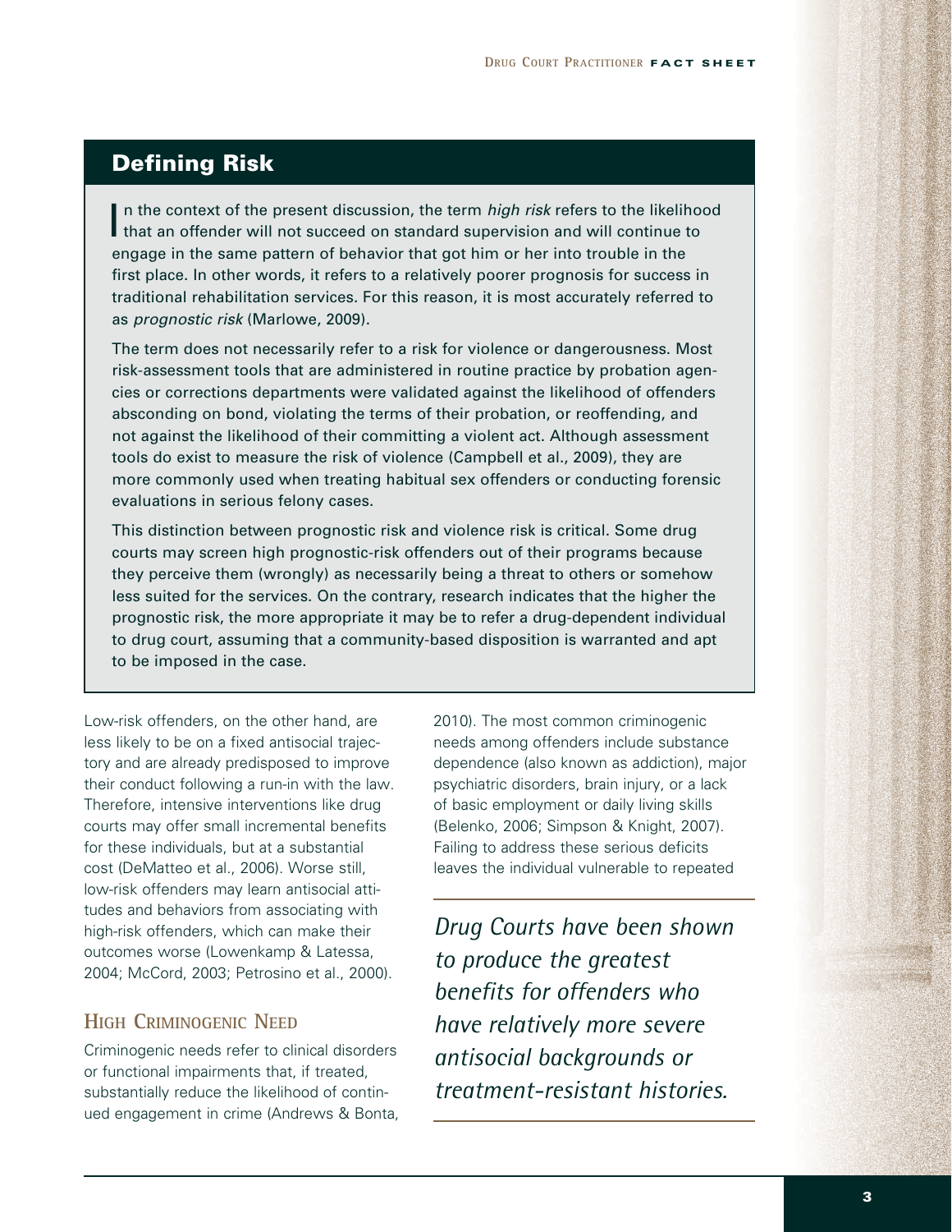## Defining Risk

In the context of the present discussion, the term *high risk* refers to the likelihood that an offender will not succeed on standard supervision and will continue to engage in the same pattern of behavior that got him or her into trouble in the first place. In other words, it refers to a relatively poorer prognosis for success in traditional rehabilitation services. For this reason, it is most accurately referred to as *prognostic risk* (Marlowe, 2009).

The term does not necessarily refer to a risk for violence or dangerousness. Most risk-assessment tools that are administered in routine practice by probation agencies or corrections departments were validated against the likelihood of offenders absconding on bond, violating the terms of their probation, or reoffending, and not against the likelihood of their committing a violent act. Although assessment tools do exist to measure the risk of violence (Campbell et al., 2009), they are more commonly used when treating habitual sex offenders or conducting forensic evaluations in serious felony cases.

This distinction between prognostic risk and violence risk is critical. Some drug courts may screen high prognostic-risk offenders out of their programs because they perceive them (wrongly) as necessarily being a threat to others or somehow less suited for the services. On the contrary, research indicates that the higher the prognostic risk, the more appropriate it may be to refer a drug-dependent individual to drug court, assuming that a community-based disposition is warranted and apt to be imposed in the case.

Low-risk offenders, on the other hand, are less likely to be on a fixed antisocial trajectory and are already predisposed to improve their conduct following a run-in with the law. Therefore, intensive interventions like drug courts may offer small incremental benefits for these individuals, but at a substantial cost (DeMatteo et al., 2006). Worse still, low-risk offenders may learn antisocial attitudes and behaviors from associating with high-risk offenders, which can make their outcomes worse (Lowenkamp & Latessa, 2004; McCord, 2003; Petrosino et al., 2000).

### High Criminogenic Need

Criminogenic needs refer to clinical disorders or functional impairments that, if treated, substantially reduce the likelihood of continued engagement in crime (Andrews & Bonta, 2010). The most common criminogenic needs among offenders include substance dependence (also known as addiction), major psychiatric disorders, brain injury, or a lack of basic employment or daily living skills (Belenko, 2006; Simpson & Knight, 2007). Failing to address these serious deficits leaves the individual vulnerable to repeated

*Drug Courts have been shown to produce the greatest benefits for offenders who have relatively more severe antisocial backgrounds or treatment-resistant histories.*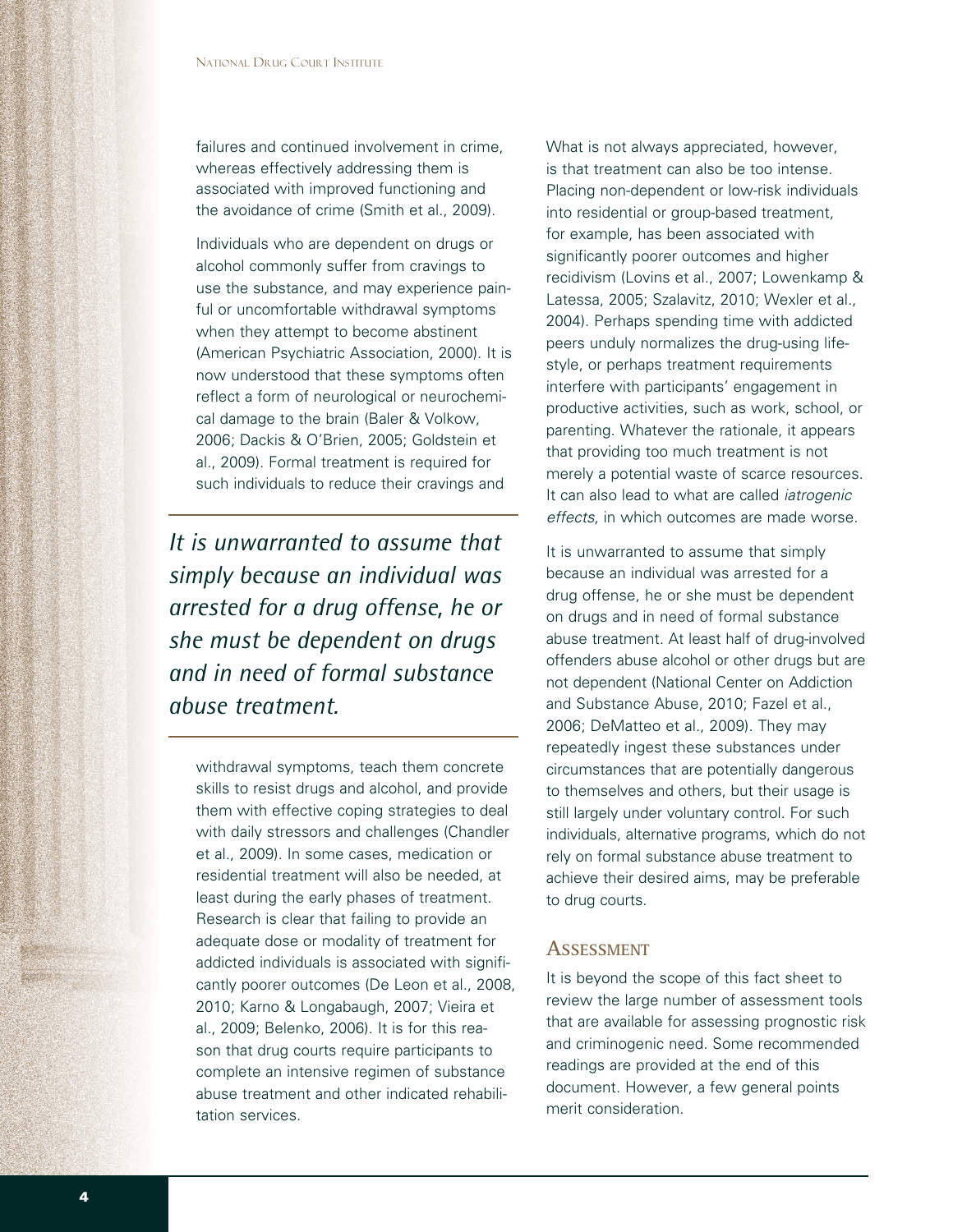failures and continued involvement in crime, whereas effectively addressing them is associated with improved functioning and the avoidance of crime (Smith et al., 2009).

Individuals who are dependent on drugs or alcohol commonly suffer from cravings to use the substance, and may experience painful or uncomfortable withdrawal symptoms when they attempt to become abstinent (American Psychiatric Association, 2000). It is now understood that these symptoms often reflect a form of neurological or neurochemical damage to the brain (Baler & Volkow, 2006; Dackis & O'Brien, 2005; Goldstein et al., 2009). Formal treatment is required for such individuals to reduce their cravings and withdrawal symptoms, teach them concrete skills to resist drugs and alcohol, and provide them with effective coping strategies to deal with daily stressors and challenges (Chandler et al., 2009). In some cases, medication or residential treatment will also be needed, at least during the early phases of treatment. Research is clear that failing to provide an adequate dose or modality of treatment for addicted individuals is associated with significantly poorer outcomes (De Leon et al., 2008, 2010; Karno & Longabaugh, 2007; Vieira et al., 2009; Belenko, 2006). It is for this reason that drug courts require participants to complete an intensive regimen of substance abuse treatment and other indicated rehabilitation services.

*It is unwarranted to assume that simply because an individual was arrested for a drug offense, he or she must be dependent on drugs and in need of formal substance abuse treatment.*

What is not always appreciated, however, is that treatment can also be too intense. Placing non-dependent or low-risk individuals into residential or group-based treatment, for example, has been associated with significantly poorer outcomes and higher recidivism (Lovins et al., 2007; Lowenkamp & Latessa, 2005; Szalavitz, 2010; Wexler et al., 2004). Perhaps spending time with addicted peers unduly normalizes the drug-using lifestyle, or perhaps treatment requirements interfere with participants' engagement in productive activities, such as work, school, or parenting. Whatever the rationale, it appears that providing too much treatment is not merely a potential waste of scarce resources. It can also lead to what are called *iatrogenic effects*, in which outcomes are made worse.

It is unwarranted to assume that simply because an individual was arrested for a drug offense, he or she must be dependent on drugs and in need of formal substance abuse treatment. At least half of drug-involved offenders abuse alcohol or other drugs but are not dependent (National Center on Addiction and Substance Abuse, 2010; Fazel et al., 2006; DeMatteo et al., 2009). They may repeatedly ingest these substances under circumstances that are potentially dangerous to themselves and others, but their usage is still largely under voluntary control. For such individuals, alternative programs, which do not rely on formal substance abuse treatment to achieve their desired aims, may be preferable to drug courts.

## Assessment

It is beyond the scope of this fact sheet to review the large number of assessment tools that are available for assessing prognostic risk and criminogenic need. Some recommended readings are provided at the end of this document. However, a few general points merit consideration.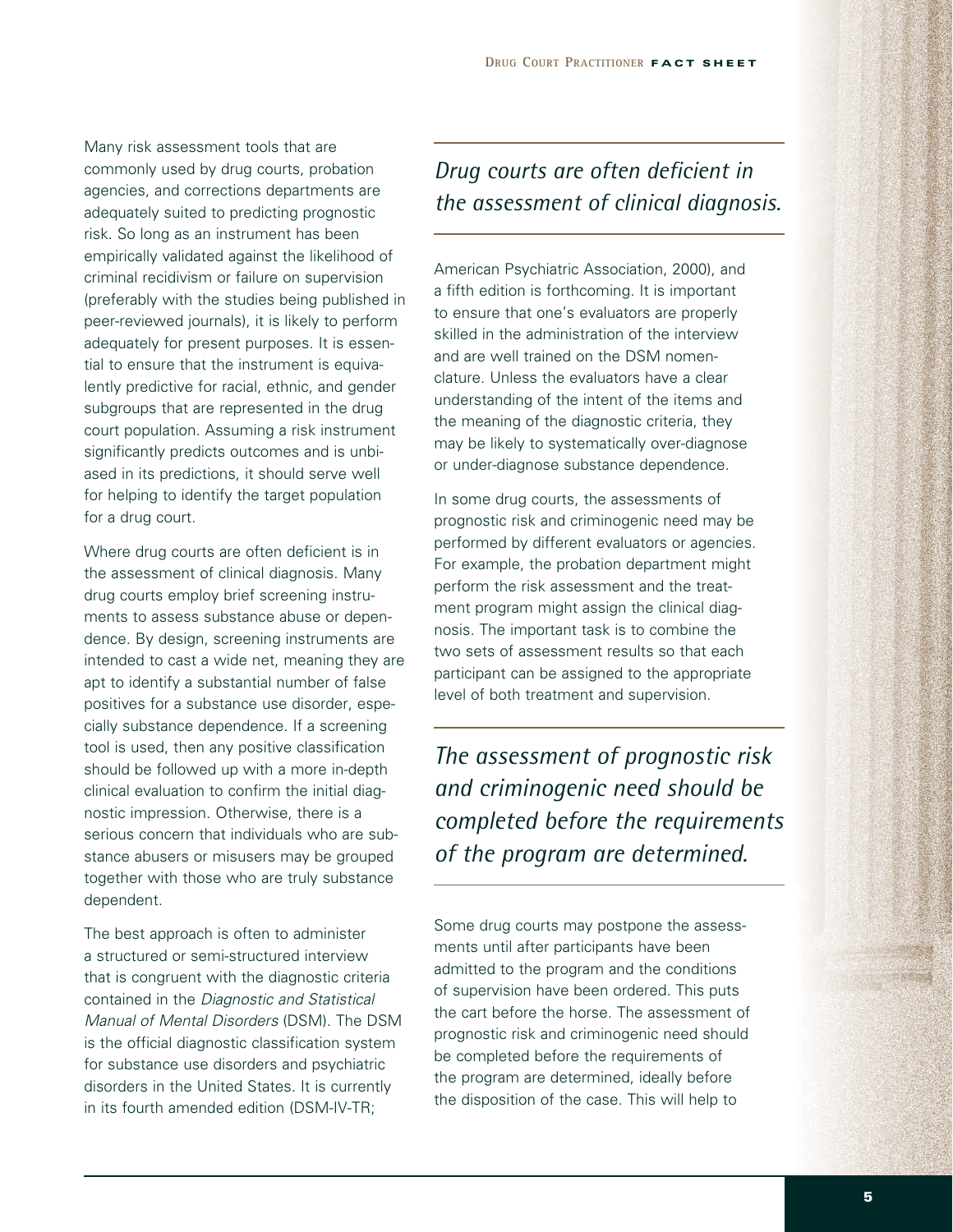Many risk assessment tools that are commonly used by drug courts, probation agencies, and corrections departments are adequately suited to predicting prognostic risk. So long as an instrument has been empirically validated against the likelihood of criminal recidivism or failure on supervision (preferably with the studies being published in peer-reviewed journals), it is likely to perform adequately for present purposes. It is essential to ensure that the instrument is equivalently predictive for racial, ethnic, and gender subgroups that are represented in the drug court population. Assuming a risk instrument significantly predicts outcomes and is unbiased in its predictions, it should serve well for helping to identify the target population for a drug court.

Where drug courts are often deficient is in the assessment of clinical diagnosis. Many drug courts employ brief screening instruments to assess substance abuse or dependence. By design, screening instruments are intended to cast a wide net, meaning they are apt to identify a substantial number of false positives for a substance use disorder, especially substance dependence. If a screening tool is used, then any positive classification should be followed up with a more in-depth clinical evaluation to confirm the initial diagnostic impression. Otherwise, there is a serious concern that individuals who are substance abusers or misusers may be grouped together with those who are truly substance dependent.

The best approach is often to administer a structured or semi-structured interview that is congruent with the diagnostic criteria contained in the *Diagnostic and Statistical Manual of Mental Disorders* (DSM). The DSM is the official diagnostic classification system for substance use disorders and psychiatric disorders in the United States. It is currently in its fourth amended edition (DSM-IV-TR; American Psychiatric Association, 2000), and a fifth edition is forthcoming. It is important to ensure that one's evaluators are properly skilled in the administration of the interview and are well trained on the DSM nomenclature. Unless the evaluators have a clear understanding of the intent of the items and the meaning of the diagnostic criteria, they may be likely to systematically over-diagnose or under-diagnose substance dependence.

*Drug courts are often deficient in the assessment of clinical diagnosis.*

In some drug courts, the assessments of prognostic risk and criminogenic need may be performed by different evaluators or agencies. For example, the probation department might perform the risk assessment and the treatment program might assign the clinical diagnosis. The important task is to combine the two sets of assessment results so that each participant can be assigned to the appropriate level of both treatment and supervision.

*The assessment of prognostic risk and criminogenic need should be completed before the requirements of the program are determined.*

Some drug courts may postpone the assessments until after participants have been admitted to the program and the conditions of supervision have been ordered. This puts the cart before the horse. The assessment of prognostic risk and criminogenic need should be completed before the requirements of the program are determined, ideally before the disposition of the case. This will help to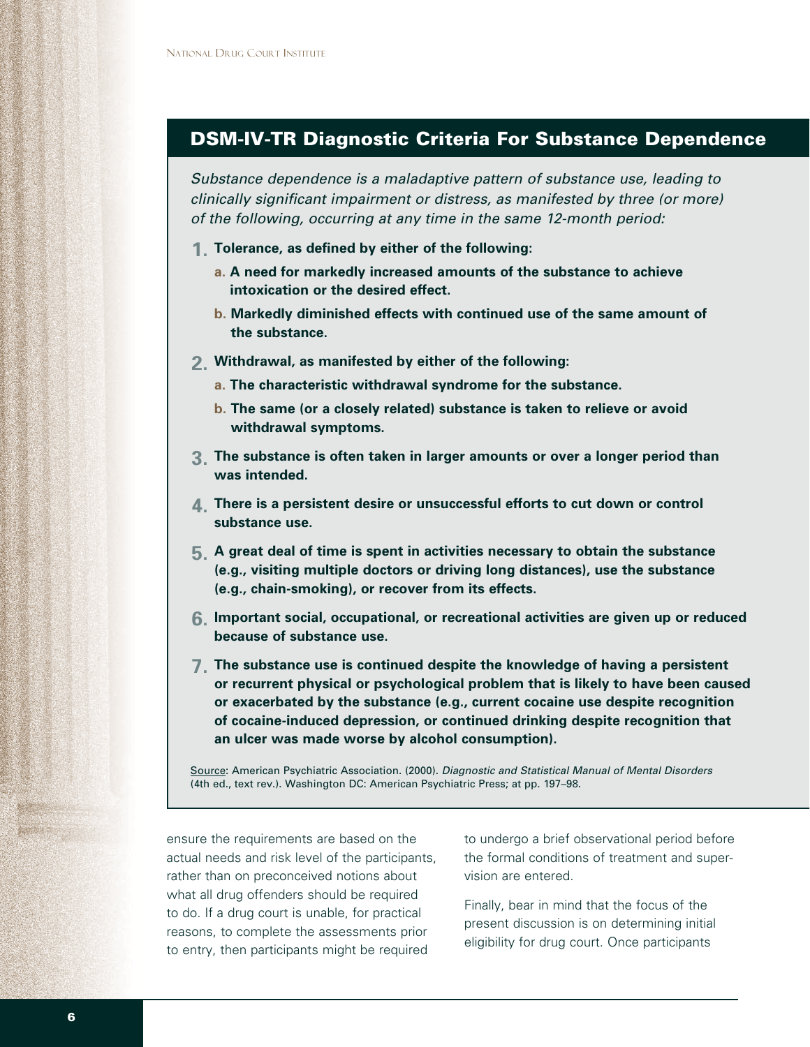## DSM-IV-TR Diagnostic Criteria For Substance Dependence

*Substance dependence is a maladaptive pattern of substance use, leading to clinically significant impairment or distress, as manifested by three (or more) of the following, occurring at any time in the same 12-month period:*

1. **Tolerance, as defined by either of the following:**
   - **a. A need for markedly increased amounts of the substance to achieve intoxication or the desired effect.**
   - **b. Markedly diminished effects with continued use of the same amount of the substance.**
2. **Withdrawal, as manifested by either of the following:**
   - **a. The characteristic withdrawal syndrome for the substance.**
   - **b. The same (or a closely related) substance is taken to relieve or avoid withdrawal symptoms.**
3. **The substance is often taken in larger amounts or over a longer period than was intended.**
4. **There is a persistent desire or unsuccessful efforts to cut down or control substance use.**
5. **A great deal of time is spent in activities necessary to obtain the substance (e.g., visiting multiple doctors or driving long distances), use the substance (e.g., chain-smoking), or recover from its effects.**
6. **Important social, occupational, or recreational activities are given up or reduced because of substance use.**
7. **The substance use is continued despite the knowledge of having a persistent or recurrent physical or psychological problem that is likely to have been caused or exacerbated by the substance (e.g., current cocaine use despite recognition of cocaine-induced depression, or continued drinking despite recognition that an ulcer was made worse by alcohol consumption).**

Source: American Psychiatric Association. (2000). *Diagnostic and Statistical Manual of Mental Disorders* (4th ed., text rev.). Washington DC: American Psychiatric Press; at pp. 197–98.

ensure the requirements are based on the actual needs and risk level of the participants, rather than on preconceived notions about what all drug offenders should be required to do. If a drug court is unable, for practical reasons, to complete the assessments prior to entry, then participants might be required to undergo a brief observational period before the formal conditions of treatment and supervision are entered.

Finally, bear in mind that the focus of the present discussion is on determining initial eligibility for drug court. Once participants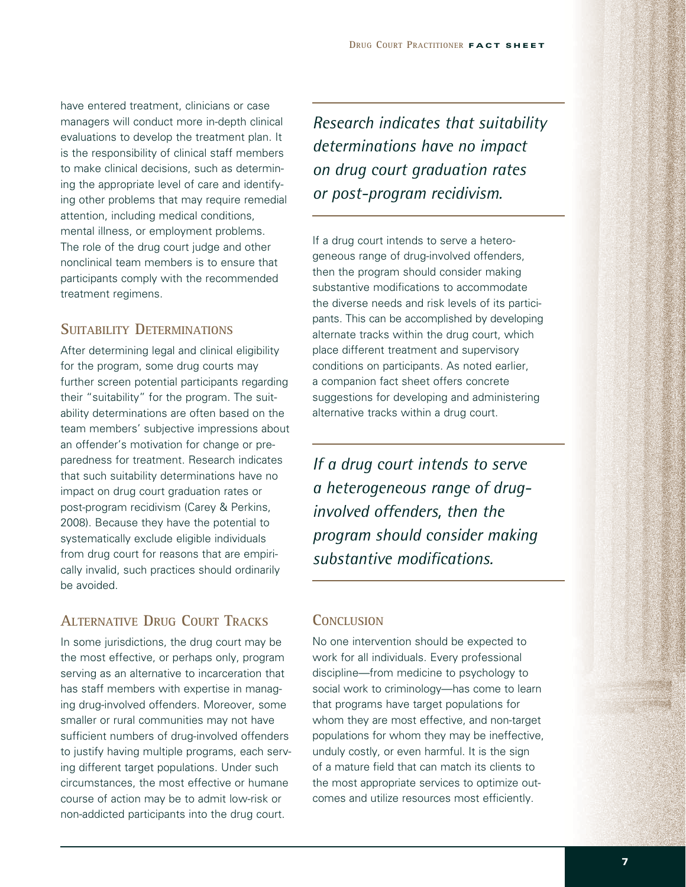have entered treatment, clinicians or case managers will conduct more in-depth clinical evaluations to develop the treatment plan. It is the responsibility of clinical staff members to make clinical decisions, such as determining the appropriate level of care and identifying other problems that may require remedial attention, including medical conditions, mental illness, or employment problems. The role of the drug court judge and other nonclinical team members is to ensure that participants comply with the recommended treatment regimens.

## Suitability Determinations

After determining legal and clinical eligibility for the program, some drug courts may further screen potential participants regarding their "suitability" for the program. The suitability determinations are often based on the team members' subjective impressions about an offender's motivation for change or preparedness for treatment. Research indicates that such suitability determinations have no impact on drug court graduation rates or post-program recidivism (Carey & Perkins, 2008). Because they have the potential to systematically exclude eligible individuals from drug court for reasons that are empirically invalid, such practices should ordinarily be avoided.

## Alternative Drug Court Tracks

In some jurisdictions, the drug court may be the most effective, or perhaps only, program serving as an alternative to incarceration that has staff members with expertise in managing drug-involved offenders. Moreover, some smaller or rural communities may not have sufficient numbers of drug-involved offenders to justify having multiple programs, each serving different target populations. Under such circumstances, the most effective or humane course of action may be to admit low-risk or non-addicted participants into the drug court.

*Research indicates that suitability determinations have no impact on drug court graduation rates or post-program recidivism.*

If a drug court intends to serve a heterogeneous range of drug-involved offenders, then the program should consider making substantive modifications to accommodate the diverse needs and risk levels of its participants. This can be accomplished by developing alternate tracks within the drug court, which place different treatment and supervisory conditions on participants. As noted earlier, a companion fact sheet offers concrete suggestions for developing and administering alternative tracks within a drug court.

*If a drug court intends to serve a heterogeneous range of drug-involved offenders, then the program should consider making substantive modifications.*

## Conclusion

No one intervention should be expected to work for all individuals. Every professional discipline—from medicine to psychology to social work to criminology—has come to learn that programs have target populations for whom they are most effective, and non-target populations for whom they may be ineffective, unduly costly, or even harmful. It is the sign of a mature field that can match its clients to the most appropriate services to optimize outcomes and utilize resources most efficiently.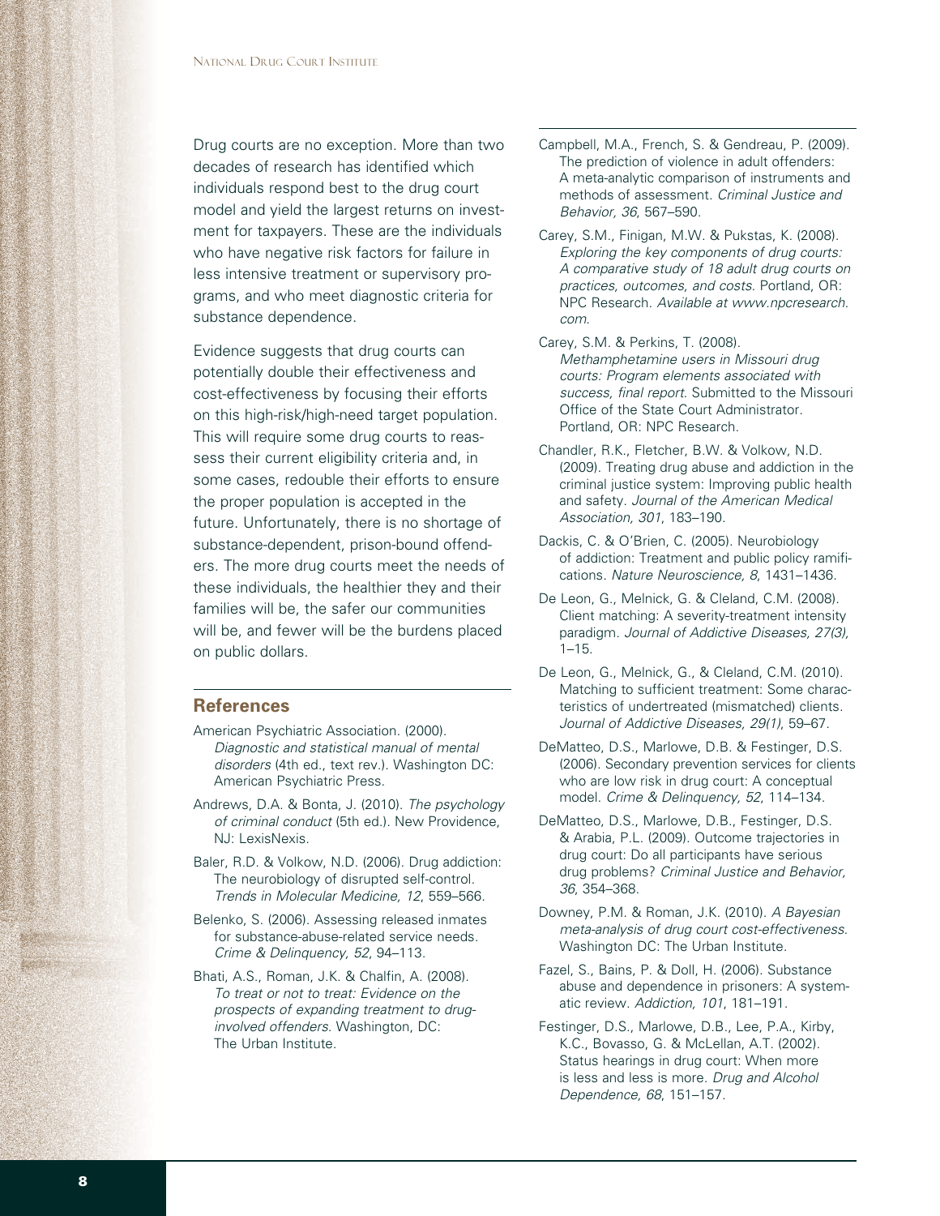Drug courts are no exception. More than two decades of research has identified which individuals respond best to the drug court model and yield the largest returns on investment for taxpayers. These are the individuals who have negative risk factors for failure in less intensive treatment or supervisory programs, and who meet diagnostic criteria for substance dependence.

Evidence suggests that drug courts can potentially double their effectiveness and cost-effectiveness by focusing their efforts on this high-risk/high-need target population. This will require some drug courts to reassess their current eligibility criteria and, in some cases, redouble their efforts to ensure the proper population is accepted in the future. Unfortunately, there is no shortage of substance-dependent, prison-bound offenders. The more drug courts meet the needs of these individuals, the healthier they and their families will be, the safer our communities will be, and fewer will be the burdens placed on public dollars.

## References

American Psychiatric Association. (2000). *Diagnostic and statistical manual of mental disorders* (4th ed., text rev.). Washington DC: American Psychiatric Press.

Andrews, D.A. & Bonta, J. (2010). *The psychology of criminal conduct* (5th ed.). New Providence, NJ: LexisNexis.

Baler, R.D. & Volkow, N.D. (2006). Drug addiction: The neurobiology of disrupted self-control. *Trends in Molecular Medicine, 12*, 559–566.

Belenko, S. (2006). Assessing released inmates for substance-abuse-related service needs. *Crime & Delinquency, 52*, 94–113.

Bhati, A.S., Roman, J.K. & Chalfin, A. (2008). *To treat or not to treat: Evidence on the prospects of expanding treatment to drug-involved offenders*. Washington, DC: The Urban Institute.

Campbell, M.A., French, S. & Gendreau, P. (2009). The prediction of violence in adult offenders: A meta-analytic comparison of instruments and methods of assessment. *Criminal Justice and Behavior, 36*, 567–590.

Carey, S.M., Finigan, M.W. & Pukstas, K. (2008). *Exploring the key components of drug courts: A comparative study of 18 adult drug courts on practices, outcomes, and costs*. Portland, OR: NPC Research. *Available at www.npcresearch.com*.

Carey, S.M. & Perkins, T. (2008). *Methamphetamine users in Missouri drug courts: Program elements associated with success, final report*. Submitted to the Missouri Office of the State Court Administrator. Portland, OR: NPC Research.

Chandler, R.K., Fletcher, B.W. & Volkow, N.D. (2009). Treating drug abuse and addiction in the criminal justice system: Improving public health and safety. *Journal of the American Medical Association, 301*, 183–190.

Dackis, C. & O'Brien, C. (2005). Neurobiology of addiction: Treatment and public policy ramifications. *Nature Neuroscience, 8*, 1431–1436.

De Leon, G., Melnick, G. & Cleland, C.M. (2008). Client matching: A severity-treatment intensity paradigm. *Journal of Addictive Diseases, 27(3)*, 1–15.

De Leon, G., Melnick, G., & Cleland, C.M. (2010). Matching to sufficient treatment: Some characteristics of undertreated (mismatched) clients. *Journal of Addictive Diseases, 29(1)*, 59–67.

DeMatteo, D.S., Marlowe, D.B. & Festinger, D.S. (2006). Secondary prevention services for clients who are low risk in drug court: A conceptual model. *Crime & Delinquency, 52*, 114–134.

DeMatteo, D.S., Marlowe, D.B., Festinger, D.S. & Arabia, P.L. (2009). Outcome trajectories in drug court: Do all participants have serious drug problems? *Criminal Justice and Behavior, 36*, 354–368.

Downey, P.M. & Roman, J.K. (2010). *A Bayesian meta-analysis of drug court cost-effectiveness*. Washington DC: The Urban Institute.

Fazel, S., Bains, P. & Doll, H. (2006). Substance abuse and dependence in prisoners: A systematic review. *Addiction, 101*, 181–191.

Festinger, D.S., Marlowe, D.B., Lee, P.A., Kirby, K.C., Bovasso, G. & McLellan, A.T. (2002). Status hearings in drug court: When more is less and less is more. *Drug and Alcohol Dependence, 68*, 151–157.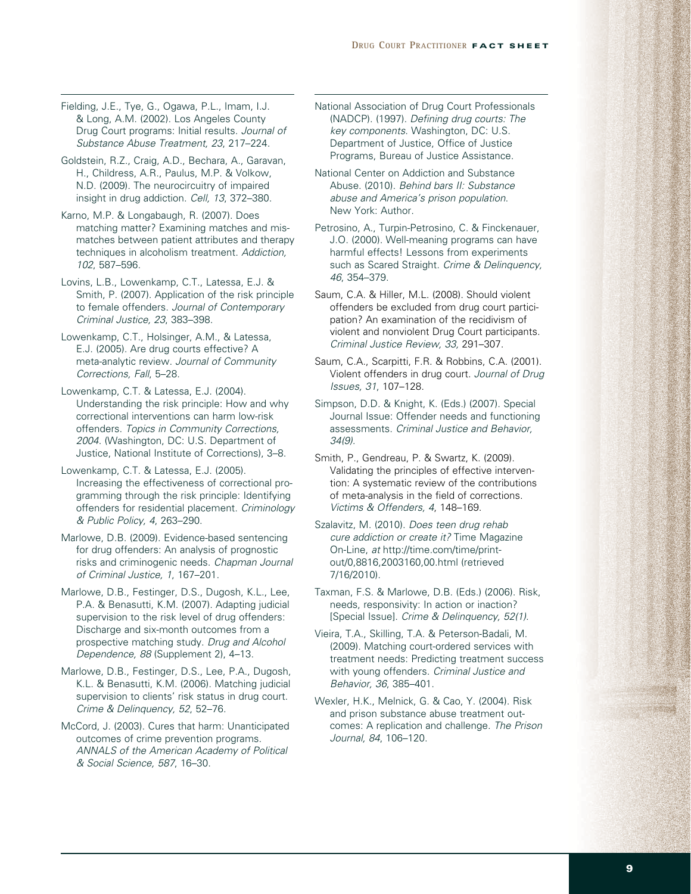Fielding, J.E., Tye, G., Ogawa, P.L., Imam, I.J. & Long, A.M. (2002). Los Angeles County Drug Court programs: Initial results. *Journal of Substance Abuse Treatment, 23*, 217–224.

Goldstein, R.Z., Craig, A.D., Bechara, A., Garavan, H., Childress, A.R., Paulus, M.P. & Volkow, N.D. (2009). The neurocircuitry of impaired insight in drug addiction. *Cell, 13*, 372–380.

Karno, M.P. & Longabaugh, R. (2007). Does matching matter? Examining matches and mismatches between patient attributes and therapy techniques in alcoholism treatment. *Addiction, 102*, 587–596.

Lovins, L.B., Lowenkamp, C.T., Latessa, E.J. & Smith, P. (2007). Application of the risk principle to female offenders. *Journal of Contemporary Criminal Justice, 23*, 383–398.

Lowenkamp, C.T., Holsinger, A.M., & Latessa, E.J. (2005). Are drug courts effective? A meta-analytic review. *Journal of Community Corrections, Fall*, 5–28.

Lowenkamp, C.T. & Latessa, E.J. (2004). Understanding the risk principle: How and why correctional interventions can harm low-risk offenders. *Topics in Community Corrections, 2004*. (Washington, DC: U.S. Department of Justice, National Institute of Corrections), 3–8.

Lowenkamp, C.T. & Latessa, E.J. (2005). Increasing the effectiveness of correctional programming through the risk principle: Identifying offenders for residential placement. *Criminology & Public Policy, 4*, 263–290.

Marlowe, D.B. (2009). Evidence-based sentencing for drug offenders: An analysis of prognostic risks and criminogenic needs. *Chapman Journal of Criminal Justice, 1*, 167–201.

Marlowe, D.B., Festinger, D.S., Dugosh, K.L., Lee, P.A. & Benasutti, K.M. (2007). Adapting judicial supervision to the risk level of drug offenders: Discharge and six-month outcomes from a prospective matching study. *Drug and Alcohol Dependence, 88* (Supplement 2), 4–13.

Marlowe, D.B., Festinger, D.S., Lee, P.A., Dugosh, K.L. & Benasutti, K.M. (2006). Matching judicial supervision to clients' risk status in drug court. *Crime & Delinquency, 52*, 52–76.

McCord, J. (2003). Cures that harm: Unanticipated outcomes of crime prevention programs. *ANNALS of the American Academy of Political & Social Science, 587*, 16–30.

National Association of Drug Court Professionals (NADCP). (1997). *Defining drug courts: The key components*. Washington, DC: U.S. Department of Justice, Office of Justice Programs, Bureau of Justice Assistance.

National Center on Addiction and Substance Abuse. (2010). *Behind bars II: Substance abuse and America's prison population*. New York: Author.

Petrosino, A., Turpin-Petrosino, C. & Finckenauer, J.O. (2000). Well-meaning programs can have harmful effects! Lessons from experiments such as Scared Straight. *Crime & Delinquency, 46*, 354–379.

Saum, C.A. & Hiller, M.L. (2008). Should violent offenders be excluded from drug court participation? An examination of the recidivism of violent and nonviolent Drug Court participants. *Criminal Justice Review, 33*, 291–307.

Saum, C.A., Scarpitti, F.R. & Robbins, C.A. (2001). Violent offenders in drug court. *Journal of Drug Issues, 31*, 107–128.

Simpson, D.D. & Knight, K. (Eds.) (2007). Special Journal Issue: Offender needs and functioning assessments. *Criminal Justice and Behavior, 34(9)*.

Smith, P., Gendreau, P. & Swartz, K. (2009). Validating the principles of effective intervention: A systematic review of the contributions of meta-analysis in the field of corrections. *Victims & Offenders, 4*, 148–169.

Szalavitz, M. (2010). *Does teen drug rehab cure addiction or create it?* Time Magazine On-Line, *at* http://time.com/time/printout/0,8816,2003160,00.html (retrieved 7/16/2010).

Taxman, F.S. & Marlowe, D.B. (Eds.) (2006). Risk, needs, responsivity: In action or inaction? [Special Issue]. *Crime & Delinquency, 52(1)*.

Vieira, T.A., Skilling, T.A. & Peterson-Badali, M. (2009). Matching court-ordered services with treatment needs: Predicting treatment success with young offenders. *Criminal Justice and Behavior, 36*, 385–401.

Wexler, H.K., Melnick, G. & Cao, Y. (2004). Risk and prison substance abuse treatment outcomes: A replication and challenge. *The Prison Journal, 84*, 106–120.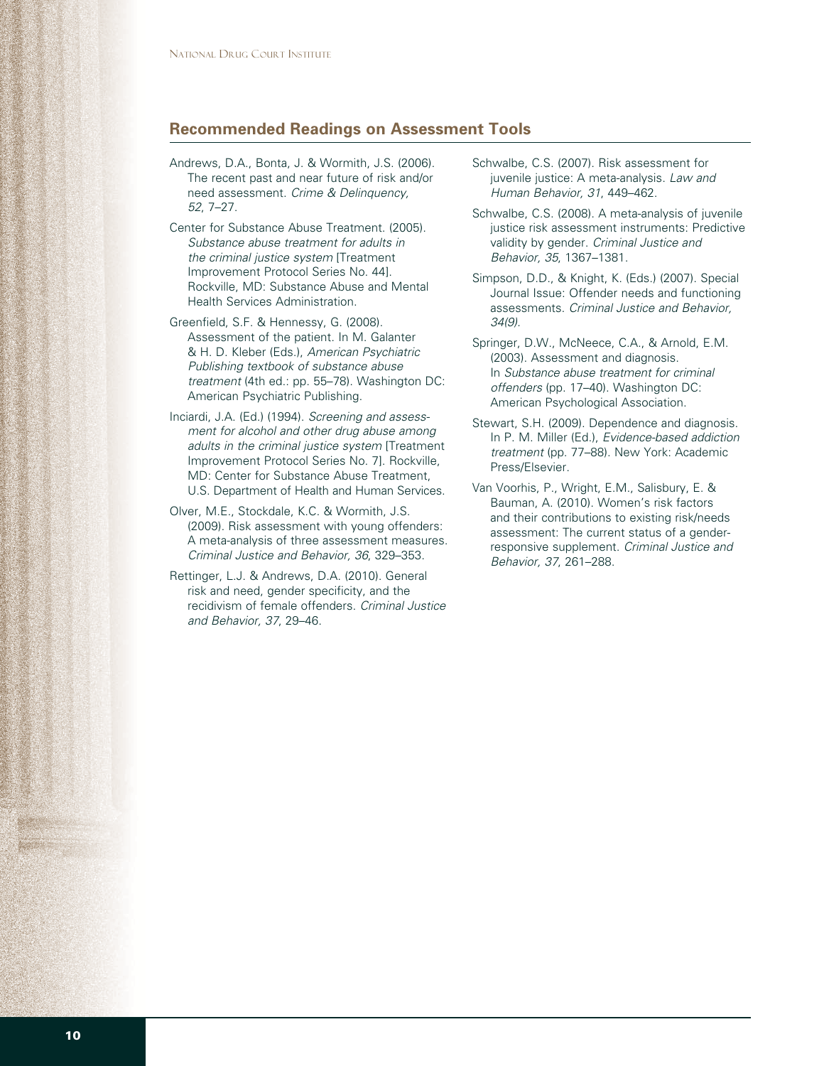## Recommended Readings on Assessment Tools

Andrews, D.A., Bonta, J. & Wormith, J.S. (2006). The recent past and near future of risk and/or need assessment. *Crime & Delinquency, 52*, 7–27.

Center for Substance Abuse Treatment. (2005). *Substance abuse treatment for adults in the criminal justice system* [Treatment Improvement Protocol Series No. 44]. Rockville, MD: Substance Abuse and Mental Health Services Administration.

Greenfield, S.F. & Hennessy, G. (2008). Assessment of the patient. In M. Galanter & H. D. Kleber (Eds.), *American Psychiatric Publishing textbook of substance abuse treatment* (4th ed.: pp. 55–78). Washington DC: American Psychiatric Publishing.

Inciardi, J.A. (Ed.) (1994). *Screening and assessment for alcohol and other drug abuse among adults in the criminal justice system* [Treatment Improvement Protocol Series No. 7]. Rockville, MD: Center for Substance Abuse Treatment, U.S. Department of Health and Human Services.

Olver, M.E., Stockdale, K.C. & Wormith, J.S. (2009). Risk assessment with young offenders: A meta-analysis of three assessment measures. *Criminal Justice and Behavior, 36*, 329–353.

Rettinger, L.J. & Andrews, D.A. (2010). General risk and need, gender specificity, and the recidivism of female offenders. *Criminal Justice and Behavior, 37*, 29–46.

Schwalbe, C.S. (2007). Risk assessment for juvenile justice: A meta-analysis. *Law and Human Behavior, 31*, 449–462.

Schwalbe, C.S. (2008). A meta-analysis of juvenile justice risk assessment instruments: Predictive validity by gender. *Criminal Justice and Behavior, 35*, 1367–1381.

Simpson, D.D., & Knight, K. (Eds.) (2007). Special Journal Issue: Offender needs and functioning assessments. *Criminal Justice and Behavior, 34(9).*

Springer, D.W., McNeece, C.A., & Arnold, E.M. (2003). Assessment and diagnosis. In *Substance abuse treatment for criminal offenders* (pp. 17–40). Washington DC: American Psychological Association.

Stewart, S.H. (2009). Dependence and diagnosis. In P. M. Miller (Ed.), *Evidence-based addiction treatment* (pp. 77–88). New York: Academic Press/Elsevier.

Van Voorhis, P., Wright, E.M., Salisbury, E. & Bauman, A. (2010). Women's risk factors and their contributions to existing risk/needs assessment: The current status of a gender-responsive supplement. *Criminal Justice and Behavior, 37*, 261–288.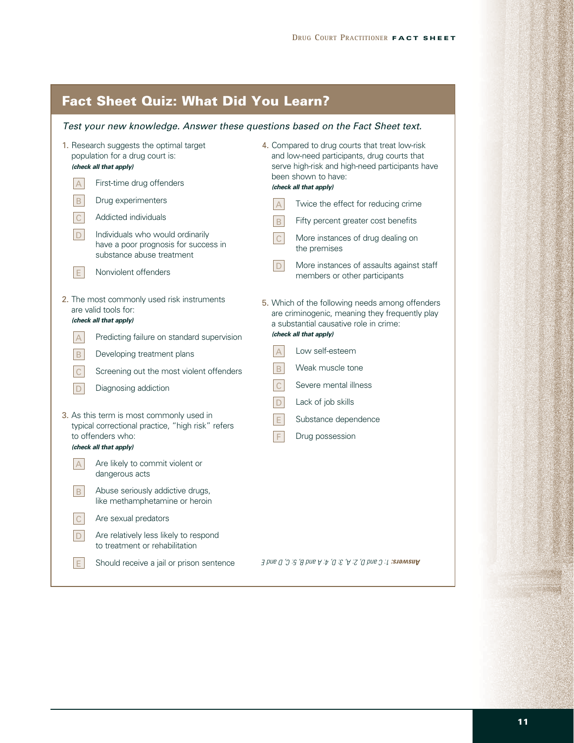## Fact Sheet Quiz: What Did You Learn?

*Test your new knowledge. Answer these questions based on the Fact Sheet text.*

1. Research suggests the optimal target population for a drug court is:
   ***(check all that apply)***

   - A First-time drug offenders
   - B Drug experimenters
   - C Addicted individuals
   - D Individuals who would ordinarily have a poor prognosis for success in substance abuse treatment
   - E Nonviolent offenders

2. The most commonly used risk instruments are valid tools for:
   ***(check all that apply)***

   - A Predicting failure on standard supervision
   - B Developing treatment plans
   - C Screening out the most violent offenders
   - D Diagnosing addiction

3. As this term is most commonly used in typical correctional practice, "high risk" refers to offenders who:
   ***(check all that apply)***

   - A Are likely to commit violent or dangerous acts
   - B Abuse seriously addictive drugs, like methamphetamine or heroin
   - C Are sexual predators
   - D Are relatively less likely to respond to treatment or rehabilitation
   - E Should receive a jail or prison sentence

4. Compared to drug courts that treat low-risk and low-need participants, drug courts that serve high-risk and high-need participants have been shown to have:
   ***(check all that apply)***

   - A Twice the effect for reducing crime
   - B Fifty percent greater cost benefits
   - C More instances of drug dealing on the premises
   - D More instances of assaults against staff members or other participants

5. Which of the following needs among offenders are criminogenic, meaning they frequently play a substantial causative role in crime:
   ***(check all that apply)***

   - A Low self-esteem
   - B Weak muscle tone
   - C Severe mental illness
   - D Lack of job skills
   - E Substance dependence
   - F Drug possession

***Answers:*** *1: C and D, 2: A, 3: D, 4: A and B, 5: C, D and E*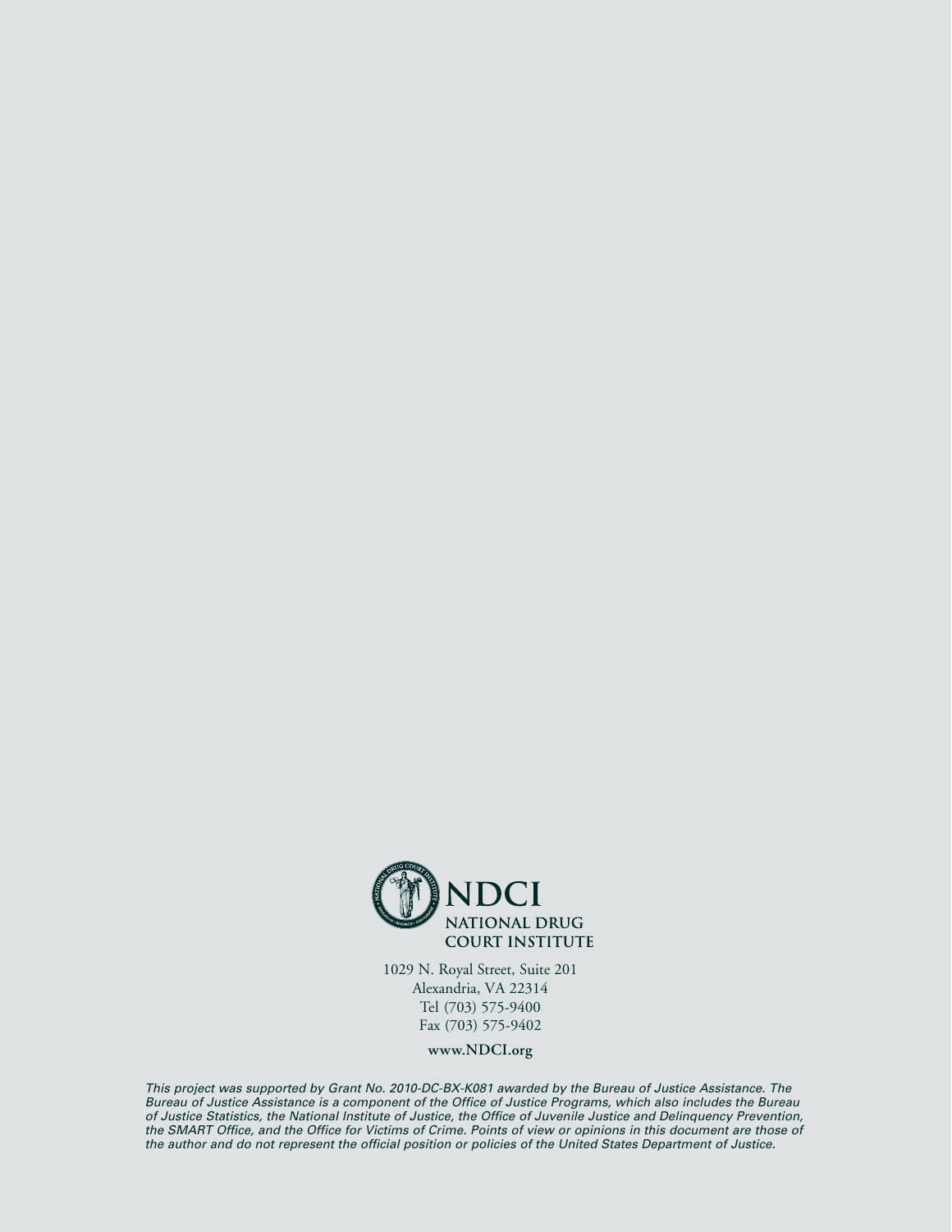**NDCI**
**NATIONAL DRUG COURT INSTITUTE**

1029 N. Royal Street, Suite 201
Alexandria, VA 22314
Tel (703) 575-9400
Fax (703) 575-9402

**www.NDCI.org**

*This project was supported by Grant No. 2010-DC-BX-K081 awarded by the Bureau of Justice Assistance. The Bureau of Justice Assistance is a component of the Office of Justice Programs, which also includes the Bureau of Justice Statistics, the National Institute of Justice, the Office of Juvenile Justice and Delinquency Prevention, the SMART Office, and the Office for Victims of Crime. Points of view or opinions in this document are those of the author and do not represent the official position or policies of the United States Department of Justice.*